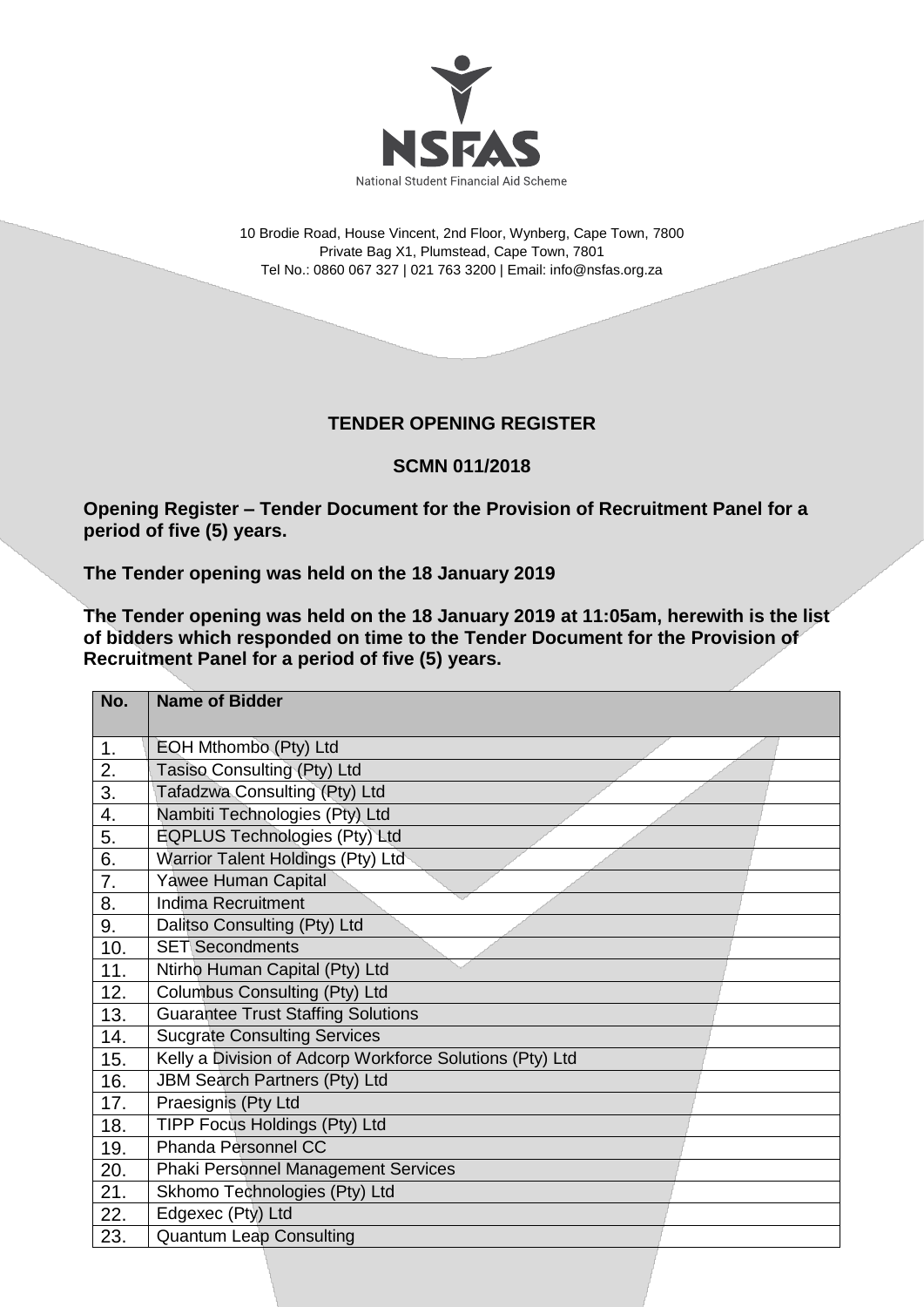NSFAS

National Student Financial Aid Scheme

10 Brodie Road, House Vincent, 2nd Floor, Wynberg, Cape Town, 7800
Private Bag X1, Plumstead, Cape Town, 7801
Tel No.: 0860 067 327 | 021 763 3200 | Email: info@nsfas.org.za

## TENDER OPENING REGISTER

## SCMN 011/2018

**Opening Register – Tender Document for the Provision of Recruitment Panel for a period of five (5) years.**

**The Tender opening was held on the 18 January 2019**

**The Tender opening was held on the 18 January 2019 at 11:05am, herewith is the list of bidders which responded on time to the Tender Document for the Provision of Recruitment Panel for a period of five (5) years.**

| No. | Name of Bidder |
|---|---|
| 1. | EOH Mthombo (Pty) Ltd |
| 2. | Tasiso Consulting (Pty) Ltd |
| 3. | Tafadzwa Consulting (Pty) Ltd |
| 4. | Nambiti Technologies (Pty) Ltd |
| 5. | EQPLUS Technologies (Pty) Ltd |
| 6. | Warrior Talent Holdings (Pty) Ltd |
| 7. | Yawee Human Capital |
| 8. | Indima Recruitment |
| 9. | Dalitso Consulting (Pty) Ltd |
| 10. | SET Secondments |
| 11. | Ntirho Human Capital (Pty) Ltd |
| 12. | Columbus Consulting (Pty) Ltd |
| 13. | Guarantee Trust Staffing Solutions |
| 14. | Sucgrate Consulting Services |
| 15. | Kelly a Division of Adcorp Workforce Solutions (Pty) Ltd |
| 16. | JBM Search Partners (Pty) Ltd |
| 17. | Praesignis (Pty Ltd |
| 18. | TIPP Focus Holdings (Pty) Ltd |
| 19. | Phanda Personnel CC |
| 20. | Phaki Personnel Management Services |
| 21. | Skhomo Technologies (Pty) Ltd |
| 22. | Edgexec (Pty) Ltd |
| 23. | Quantum Leap Consulting |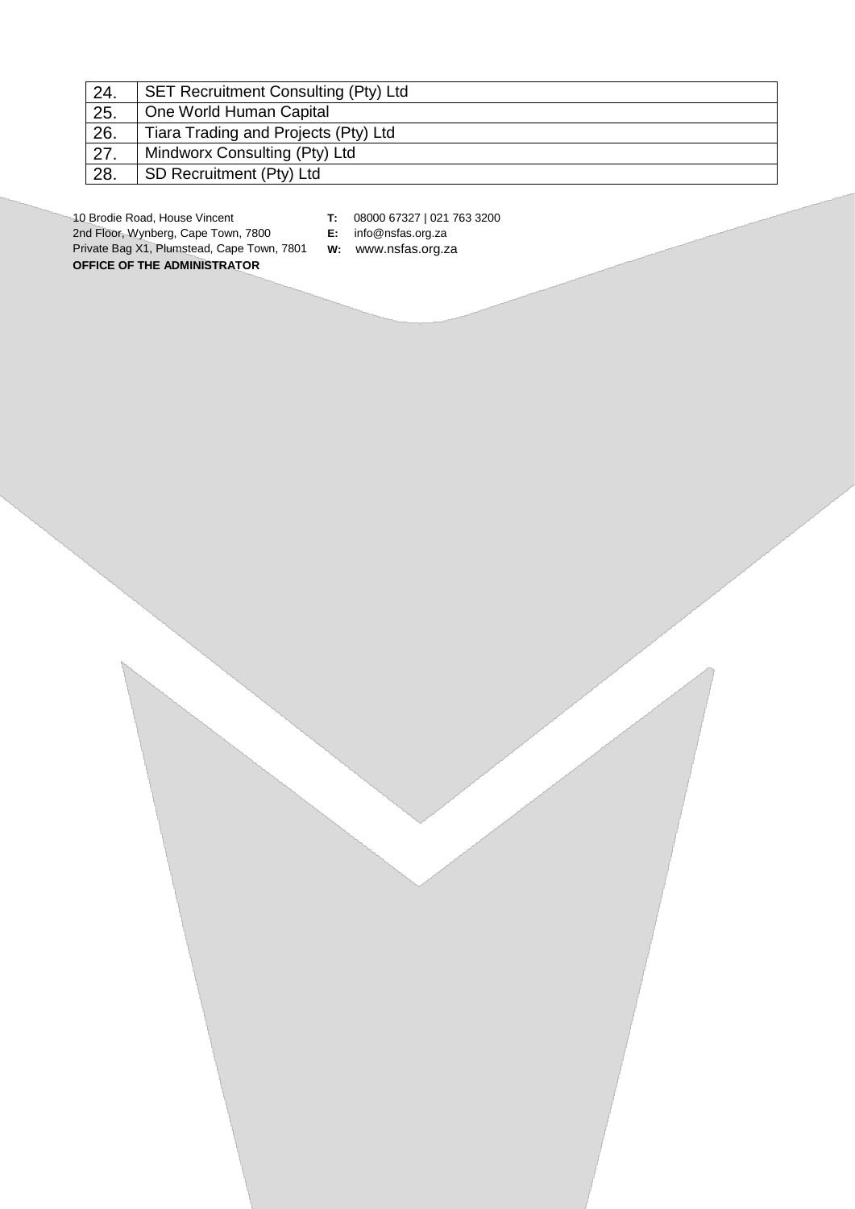| | |
|---|---|
| 24. | SET Recruitment Consulting (Pty) Ltd |
| 25. | One World Human Capital |
| 26. | Tiara Trading and Projects (Pty) Ltd |
| 27. | Mindworx Consulting (Pty) Ltd |
| 28. | SD Recruitment (Pty) Ltd |

10 Brodie Road, House Vincent
2nd Floor, Wynberg, Cape Town, 7800
Private Bag X1, Plumstead, Cape Town, 7801
**OFFICE OF THE ADMINISTRATOR**

**T:** 08000 67327 | 021 763 3200
**E:** info@nsfas.org.za
**W:** www.nsfas.org.za